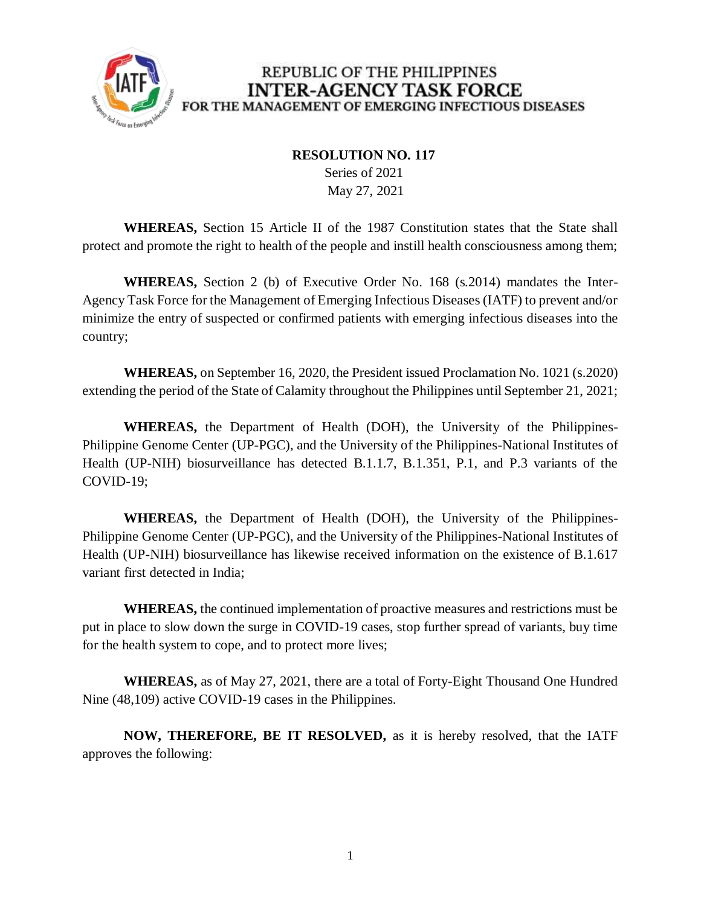REPUBLIC OF THE PHILIPPINES
**INTER-AGENCY TASK FORCE**
FOR THE MANAGEMENT OF EMERGING INFECTIOUS DISEASES

**RESOLUTION NO. 117**
Series of 2021
May 27, 2021

**WHEREAS,** Section 15 Article II of the 1987 Constitution states that the State shall protect and promote the right to health of the people and instill health consciousness among them;

**WHEREAS,** Section 2 (b) of Executive Order No. 168 (s.2014) mandates the Inter-Agency Task Force for the Management of Emerging Infectious Diseases (IATF) to prevent and/or minimize the entry of suspected or confirmed patients with emerging infectious diseases into the country;

**WHEREAS,** on September 16, 2020, the President issued Proclamation No. 1021 (s.2020) extending the period of the State of Calamity throughout the Philippines until September 21, 2021;

**WHEREAS,** the Department of Health (DOH), the University of the Philippines-Philippine Genome Center (UP-PGC), and the University of the Philippines-National Institutes of Health (UP-NIH) biosurveillance has detected B.1.1.7, B.1.351, P.1, and P.3 variants of the COVID-19;

**WHEREAS,** the Department of Health (DOH), the University of the Philippines-Philippine Genome Center (UP-PGC), and the University of the Philippines-National Institutes of Health (UP-NIH) biosurveillance has likewise received information on the existence of B.1.617 variant first detected in India;

**WHEREAS,** the continued implementation of proactive measures and restrictions must be put in place to slow down the surge in COVID-19 cases, stop further spread of variants, buy time for the health system to cope, and to protect more lives;

**WHEREAS,** as of May 27, 2021, there are a total of Forty-Eight Thousand One Hundred Nine (48,109) active COVID-19 cases in the Philippines.

**NOW, THEREFORE, BE IT RESOLVED,** as it is hereby resolved, that the IATF approves the following: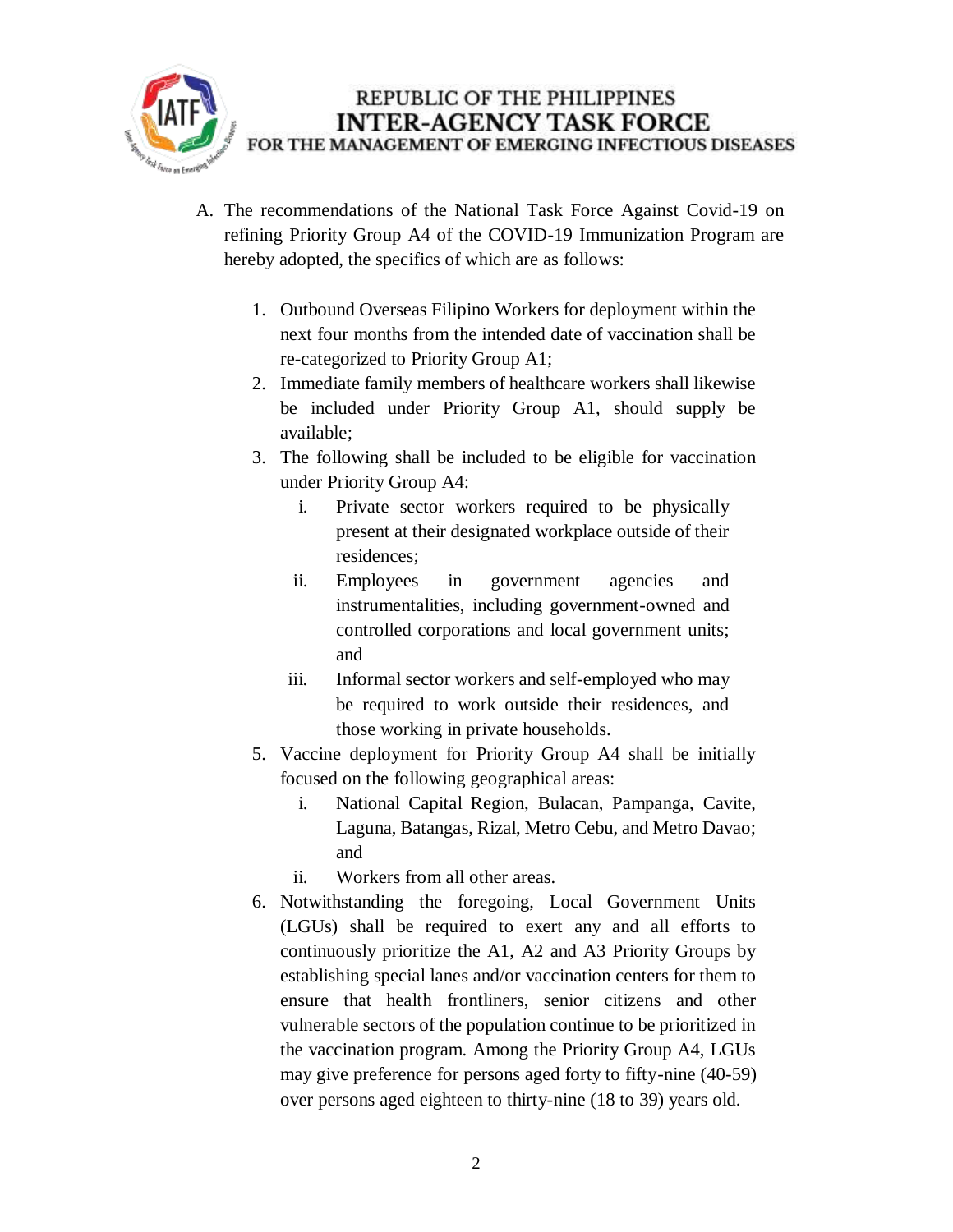A. The recommendations of the National Task Force Against Covid-19 on refining Priority Group A4 of the COVID-19 Immunization Program are hereby adopted, the specifics of which are as follows:

1. Outbound Overseas Filipino Workers for deployment within the next four months from the intended date of vaccination shall be re-categorized to Priority Group A1;
2. Immediate family members of healthcare workers shall likewise be included under Priority Group A1, should supply be available;
3. The following shall be included to be eligible for vaccination under Priority Group A4:
   i. Private sector workers required to be physically present at their designated workplace outside of their residences;
   ii. Employees in government agencies and instrumentalities, including government-owned and controlled corporations and local government units; and
   iii. Informal sector workers and self-employed who may be required to work outside their residences, and those working in private households.
5. Vaccine deployment for Priority Group A4 shall be initially focused on the following geographical areas:
   i. National Capital Region, Bulacan, Pampanga, Cavite, Laguna, Batangas, Rizal, Metro Cebu, and Metro Davao; and
   ii. Workers from all other areas.
6. Notwithstanding the foregoing, Local Government Units (LGUs) shall be required to exert any and all efforts to continuously prioritize the A1, A2 and A3 Priority Groups by establishing special lanes and/or vaccination centers for them to ensure that health frontliners, senior citizens and other vulnerable sectors of the population continue to be prioritized in the vaccination program. Among the Priority Group A4, LGUs may give preference for persons aged forty to fifty-nine (40-59) over persons aged eighteen to thirty-nine (18 to 39) years old.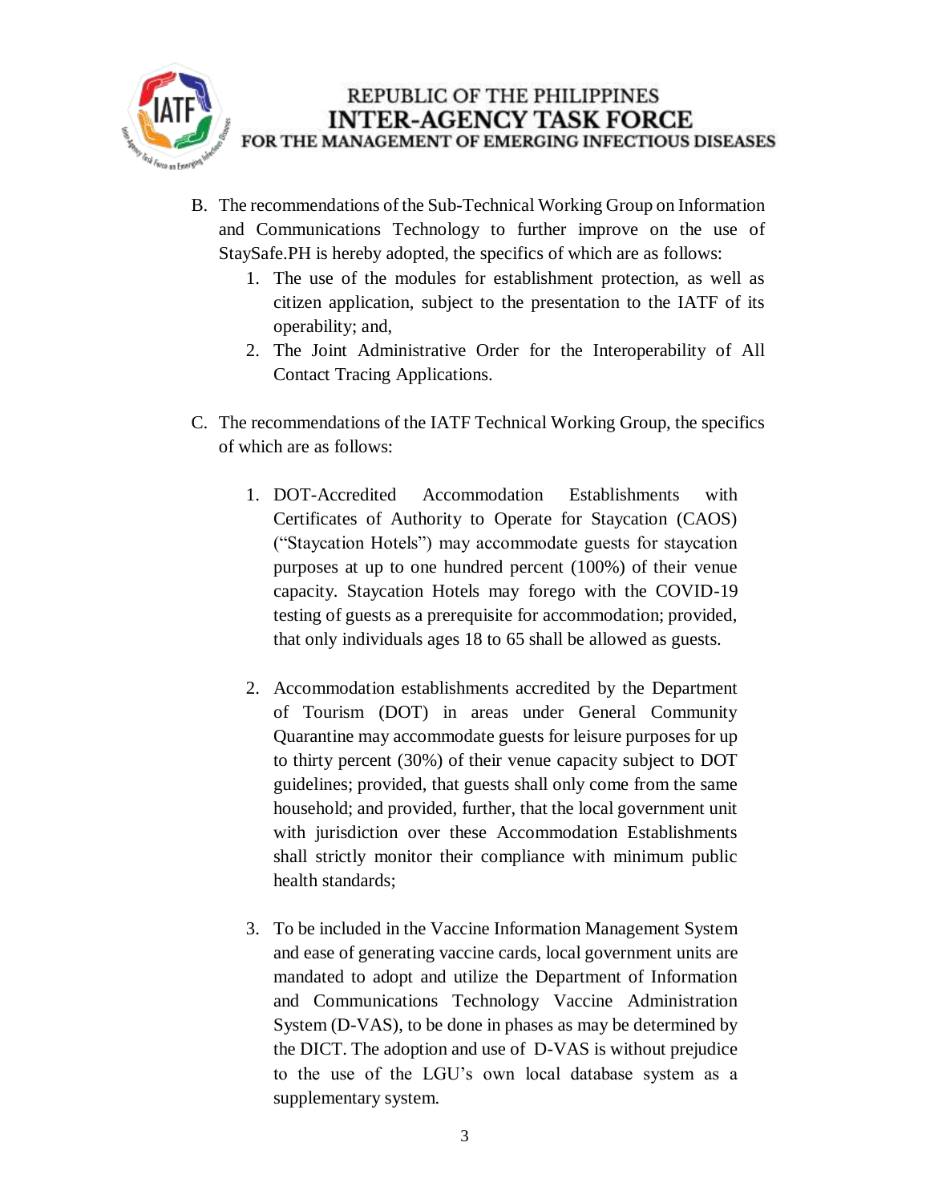B. The recommendations of the Sub-Technical Working Group on Information and Communications Technology to further improve on the use of StaySafe.PH is hereby adopted, the specifics of which are as follows:
   1. The use of the modules for establishment protection, as well as citizen application, subject to the presentation to the IATF of its operability; and,
   2. The Joint Administrative Order for the Interoperability of All Contact Tracing Applications.

C. The recommendations of the IATF Technical Working Group, the specifics of which are as follows:

   1. DOT-Accredited Accommodation Establishments with Certificates of Authority to Operate for Staycation (CAOS) ("Staycation Hotels") may accommodate guests for staycation purposes at up to one hundred percent (100%) of their venue capacity. Staycation Hotels may forego with the COVID-19 testing of guests as a prerequisite for accommodation; provided, that only individuals ages 18 to 65 shall be allowed as guests.

   2. Accommodation establishments accredited by the Department of Tourism (DOT) in areas under General Community Quarantine may accommodate guests for leisure purposes for up to thirty percent (30%) of their venue capacity subject to DOT guidelines; provided, that guests shall only come from the same household; and provided, further, that the local government unit with jurisdiction over these Accommodation Establishments shall strictly monitor their compliance with minimum public health standards;

   3. To be included in the Vaccine Information Management System and ease of generating vaccine cards, local government units are mandated to adopt and utilize the Department of Information and Communications Technology Vaccine Administration System (D-VAS), to be done in phases as may be determined by the DICT. The adoption and use of D-VAS is without prejudice to the use of the LGU's own local database system as a supplementary system.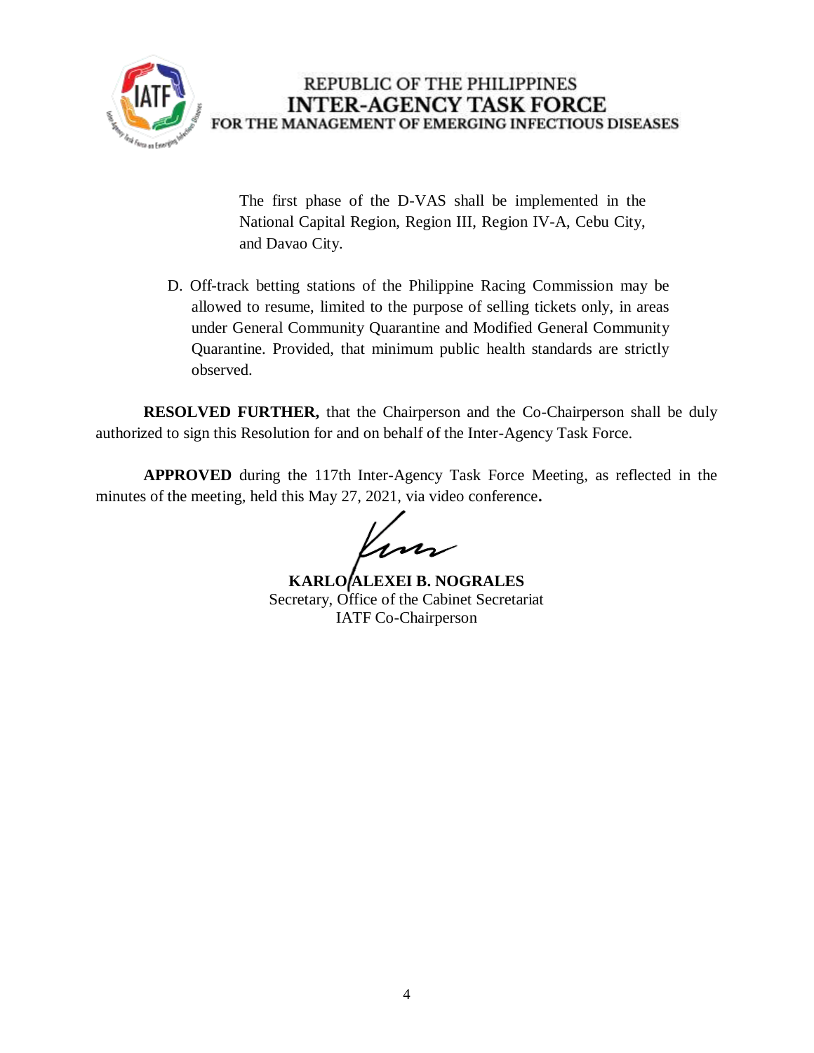The first phase of the D-VAS shall be implemented in the National Capital Region, Region III, Region IV-A, Cebu City, and Davao City.

D. Off-track betting stations of the Philippine Racing Commission may be allowed to resume, limited to the purpose of selling tickets only, in areas under General Community Quarantine and Modified General Community Quarantine. Provided, that minimum public health standards are strictly observed.

**RESOLVED FURTHER,** that the Chairperson and the Co-Chairperson shall be duly authorized to sign this Resolution for and on behalf of the Inter-Agency Task Force.

**APPROVED** during the 117th Inter-Agency Task Force Meeting, as reflected in the minutes of the meeting, held this May 27, 2021, via video conference**.**

**KARLO ALEXEI B. NOGRALES**
Secretary, Office of the Cabinet Secretariat
IATF Co-Chairperson